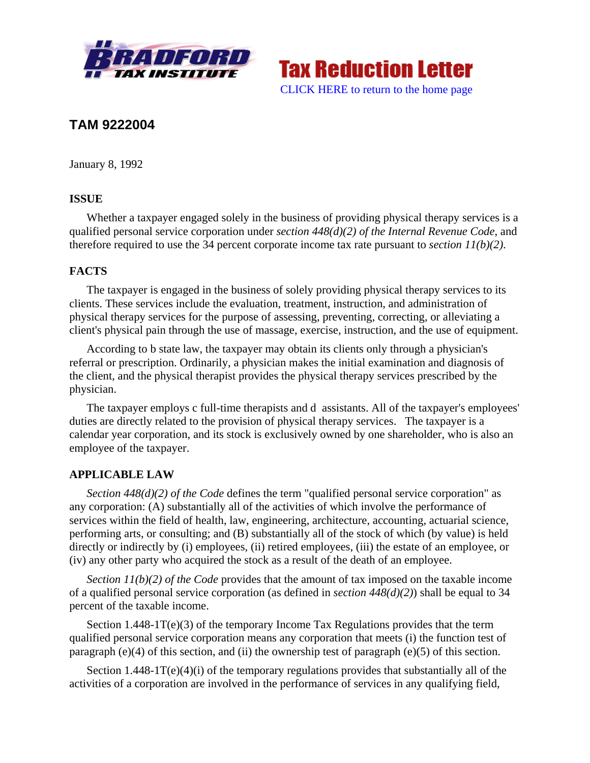# Tax Reduction Letter

CLICK HERE to return to the home page

## TAM 9222004

January 8, 1992

### ISSUE

Whether a taxpayer engaged solely in the business of providing physical therapy services is a qualified personal service corporation under *section 448(d)(2) of the Internal Revenue Code*, and therefore required to use the 34 percent corporate income tax rate pursuant to *section 11(b)(2)*.

### FACTS

The taxpayer is engaged in the business of solely providing physical therapy services to its clients. These services include the evaluation, treatment, instruction, and administration of physical therapy services for the purpose of assessing, preventing, correcting, or alleviating a client's physical pain through the use of massage, exercise, instruction, and the use of equipment.

According to b state law, the taxpayer may obtain its clients only through a physician's referral or prescription. Ordinarily, a physician makes the initial examination and diagnosis of the client, and the physical therapist provides the physical therapy services prescribed by the physician.

The taxpayer employs c full-time therapists and d assistants. All of the taxpayer's employees' duties are directly related to the provision of physical therapy services. The taxpayer is a calendar year corporation, and its stock is exclusively owned by one shareholder, who is also an employee of the taxpayer.

### APPLICABLE LAW

*Section 448(d)(2) of the Code* defines the term "qualified personal service corporation" as any corporation: (A) substantially all of the activities of which involve the performance of services within the field of health, law, engineering, architecture, accounting, actuarial science, performing arts, or consulting; and (B) substantially all of the stock of which (by value) is held directly or indirectly by (i) employees, (ii) retired employees, (iii) the estate of an employee, or (iv) any other party who acquired the stock as a result of the death of an employee.

*Section 11(b)(2) of the Code* provides that the amount of tax imposed on the taxable income of a qualified personal service corporation (as defined in *section 448(d)(2)*) shall be equal to 34 percent of the taxable income.

Section 1.448-1T(e)(3) of the temporary Income Tax Regulations provides that the term qualified personal service corporation means any corporation that meets (i) the function test of paragraph (e)(4) of this section, and (ii) the ownership test of paragraph (e)(5) of this section.

Section 1.448-1T(e)(4)(i) of the temporary regulations provides that substantially all of the activities of a corporation are involved in the performance of services in any qualifying field,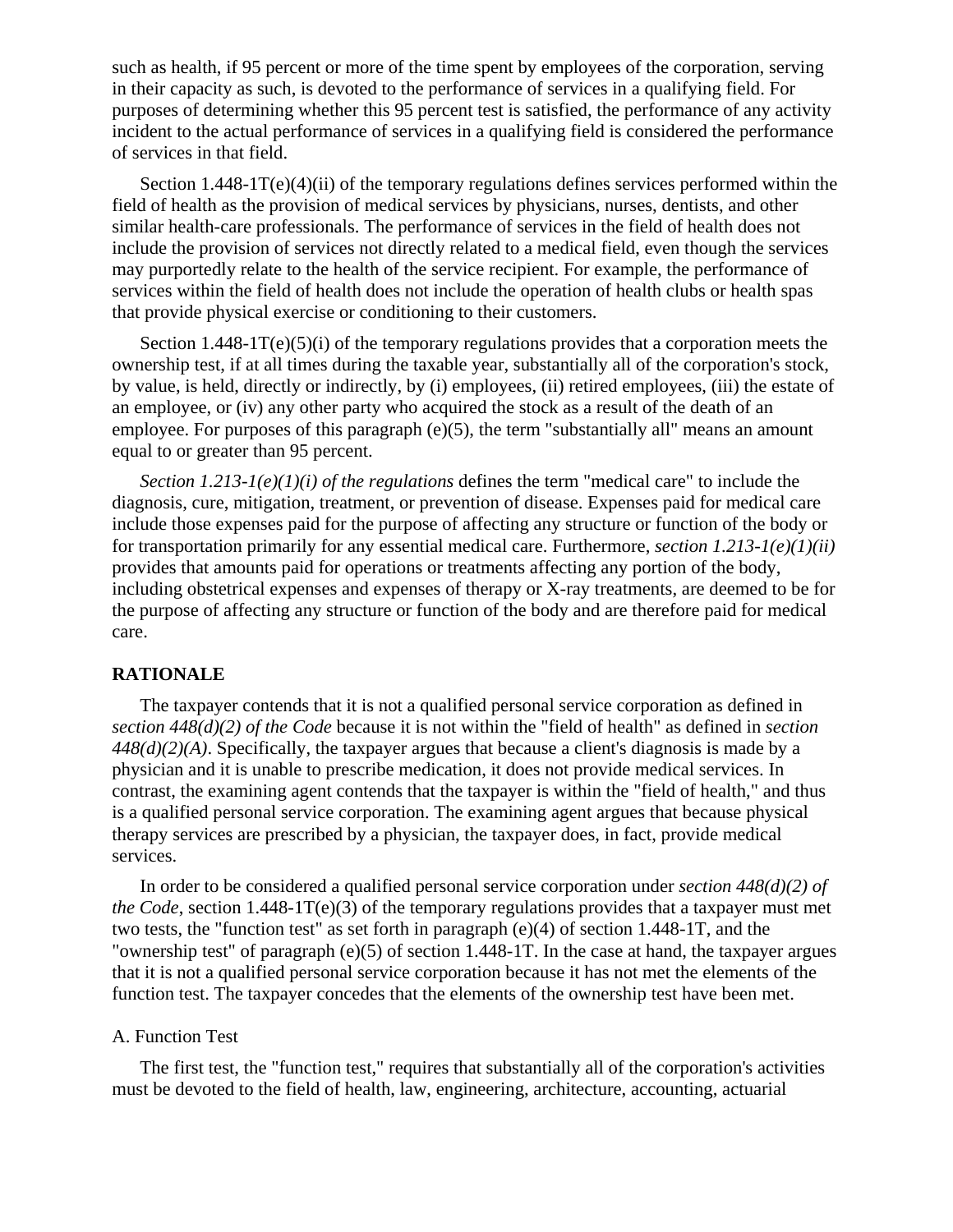such as health, if 95 percent or more of the time spent by employees of the corporation, serving in their capacity as such, is devoted to the performance of services in a qualifying field. For purposes of determining whether this 95 percent test is satisfied, the performance of any activity incident to the actual performance of services in a qualifying field is considered the performance of services in that field.

Section 1.448-1T(e)(4)(ii) of the temporary regulations defines services performed within the field of health as the provision of medical services by physicians, nurses, dentists, and other similar health-care professionals. The performance of services in the field of health does not include the provision of services not directly related to a medical field, even though the services may purportedly relate to the health of the service recipient. For example, the performance of services within the field of health does not include the operation of health clubs or health spas that provide physical exercise or conditioning to their customers.

Section 1.448-1T(e)(5)(i) of the temporary regulations provides that a corporation meets the ownership test, if at all times during the taxable year, substantially all of the corporation's stock, by value, is held, directly or indirectly, by (i) employees, (ii) retired employees, (iii) the estate of an employee, or (iv) any other party who acquired the stock as a result of the death of an employee. For purposes of this paragraph (e)(5), the term "substantially all" means an amount equal to or greater than 95 percent.

*Section 1.213-1(e)(1)(i) of the regulations* defines the term "medical care" to include the diagnosis, cure, mitigation, treatment, or prevention of disease. Expenses paid for medical care include those expenses paid for the purpose of affecting any structure or function of the body or for transportation primarily for any essential medical care. Furthermore, *section 1.213-1(e)(1)(ii)* provides that amounts paid for operations or treatments affecting any portion of the body, including obstetrical expenses and expenses of therapy or X-ray treatments, are deemed to be for the purpose of affecting any structure or function of the body and are therefore paid for medical care.

**RATIONALE**

The taxpayer contends that it is not a qualified personal service corporation as defined in *section 448(d)(2) of the Code* because it is not within the "field of health" as defined in *section 448(d)(2)(A)*. Specifically, the taxpayer argues that because a client's diagnosis is made by a physician and it is unable to prescribe medication, it does not provide medical services. In contrast, the examining agent contends that the taxpayer is within the "field of health," and thus is a qualified personal service corporation. The examining agent argues that because physical therapy services are prescribed by a physician, the taxpayer does, in fact, provide medical services.

In order to be considered a qualified personal service corporation under *section 448(d)(2) of the Code*, section 1.448-1T(e)(3) of the temporary regulations provides that a taxpayer must met two tests, the "function test" as set forth in paragraph (e)(4) of section 1.448-1T, and the "ownership test" of paragraph (e)(5) of section 1.448-1T. In the case at hand, the taxpayer argues that it is not a qualified personal service corporation because it has not met the elements of the function test. The taxpayer concedes that the elements of the ownership test have been met.

A. Function Test

The first test, the "function test," requires that substantially all of the corporation's activities must be devoted to the field of health, law, engineering, architecture, accounting, actuarial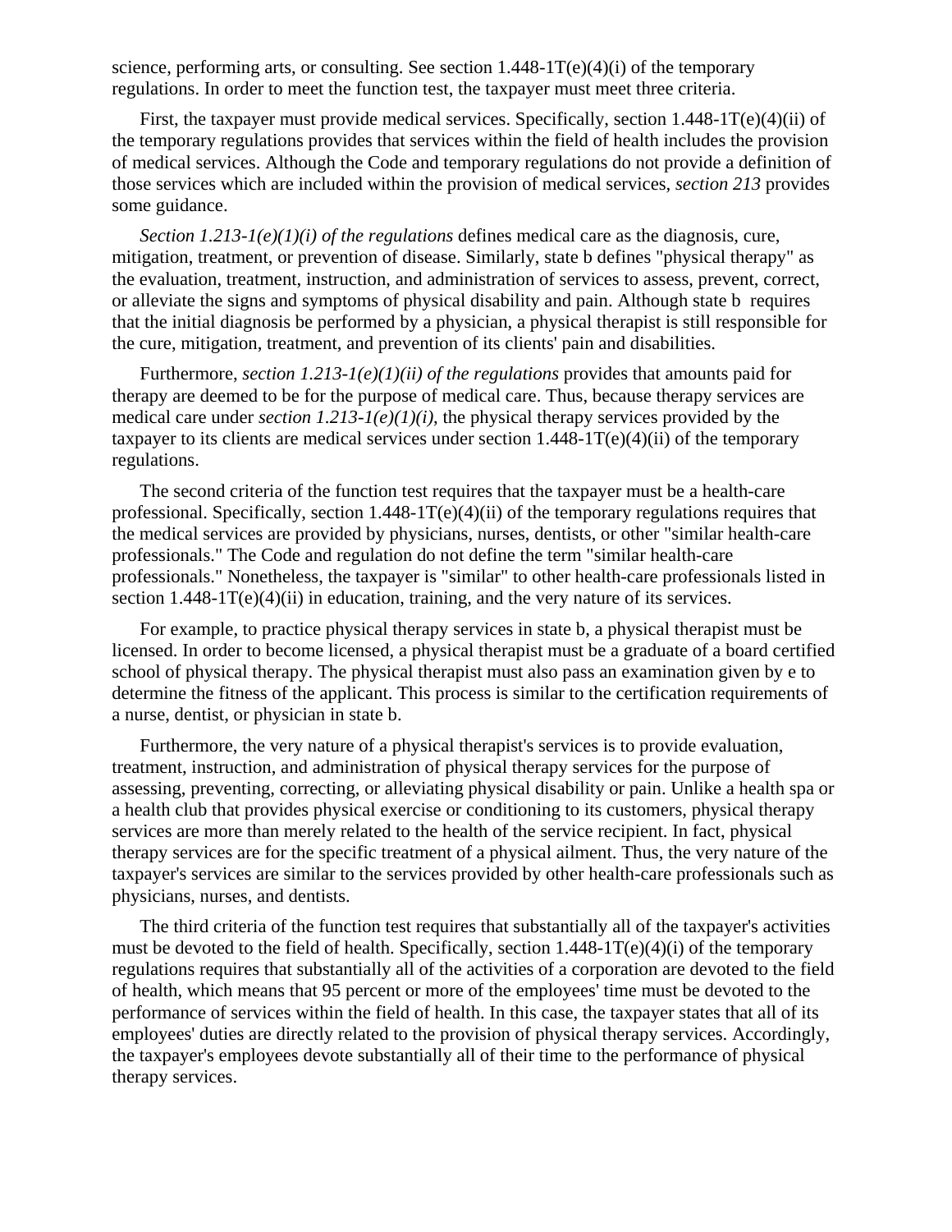science, performing arts, or consulting. See section 1.448-1T(e)(4)(i) of the temporary regulations. In order to meet the function test, the taxpayer must meet three criteria.

First, the taxpayer must provide medical services. Specifically, section 1.448-1T(e)(4)(ii) of the temporary regulations provides that services within the field of health includes the provision of medical services. Although the Code and temporary regulations do not provide a definition of those services which are included within the provision of medical services, *section 213* provides some guidance.

*Section 1.213-1(e)(1)(i) of the regulations* defines medical care as the diagnosis, cure, mitigation, treatment, or prevention of disease. Similarly, state b defines "physical therapy" as the evaluation, treatment, instruction, and administration of services to assess, prevent, correct, or alleviate the signs and symptoms of physical disability and pain. Although state b requires that the initial diagnosis be performed by a physician, a physical therapist is still responsible for the cure, mitigation, treatment, and prevention of its clients' pain and disabilities.

Furthermore, *section 1.213-1(e)(1)(ii) of the regulations* provides that amounts paid for therapy are deemed to be for the purpose of medical care. Thus, because therapy services are medical care under *section 1.213-1(e)(1)(i)*, the physical therapy services provided by the taxpayer to its clients are medical services under section 1.448-1T(e)(4)(ii) of the temporary regulations.

The second criteria of the function test requires that the taxpayer must be a health-care professional. Specifically, section 1.448-1T(e)(4)(ii) of the temporary regulations requires that the medical services are provided by physicians, nurses, dentists, or other "similar health-care professionals." The Code and regulation do not define the term "similar health-care professionals." Nonetheless, the taxpayer is "similar" to other health-care professionals listed in section 1.448-1T(e)(4)(ii) in education, training, and the very nature of its services.

For example, to practice physical therapy services in state b, a physical therapist must be licensed. In order to become licensed, a physical therapist must be a graduate of a board certified school of physical therapy. The physical therapist must also pass an examination given by e to determine the fitness of the applicant. This process is similar to the certification requirements of a nurse, dentist, or physician in state b.

Furthermore, the very nature of a physical therapist's services is to provide evaluation, treatment, instruction, and administration of physical therapy services for the purpose of assessing, preventing, correcting, or alleviating physical disability or pain. Unlike a health spa or a health club that provides physical exercise or conditioning to its customers, physical therapy services are more than merely related to the health of the service recipient. In fact, physical therapy services are for the specific treatment of a physical ailment. Thus, the very nature of the taxpayer's services are similar to the services provided by other health-care professionals such as physicians, nurses, and dentists.

The third criteria of the function test requires that substantially all of the taxpayer's activities must be devoted to the field of health. Specifically, section 1.448-1T(e)(4)(i) of the temporary regulations requires that substantially all of the activities of a corporation are devoted to the field of health, which means that 95 percent or more of the employees' time must be devoted to the performance of services within the field of health. In this case, the taxpayer states that all of its employees' duties are directly related to the provision of physical therapy services. Accordingly, the taxpayer's employees devote substantially all of their time to the performance of physical therapy services.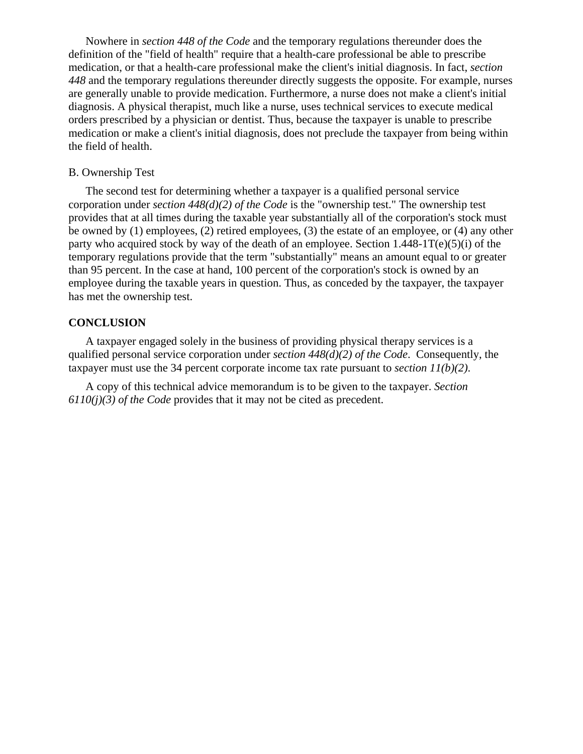Nowhere in *section 448 of the Code* and the temporary regulations thereunder does the definition of the "field of health" require that a health-care professional be able to prescribe medication, or that a health-care professional make the client's initial diagnosis. In fact, *section 448* and the temporary regulations thereunder directly suggests the opposite. For example, nurses are generally unable to provide medication. Furthermore, a nurse does not make a client's initial diagnosis. A physical therapist, much like a nurse, uses technical services to execute medical orders prescribed by a physician or dentist. Thus, because the taxpayer is unable to prescribe medication or make a client's initial diagnosis, does not preclude the taxpayer from being within the field of health.

B. Ownership Test

The second test for determining whether a taxpayer is a qualified personal service corporation under *section 448(d)(2) of the Code* is the "ownership test." The ownership test provides that at all times during the taxable year substantially all of the corporation's stock must be owned by (1) employees, (2) retired employees, (3) the estate of an employee, or (4) any other party who acquired stock by way of the death of an employee. Section 1.448-1T(e)(5)(i) of the temporary regulations provide that the term "substantially" means an amount equal to or greater than 95 percent. In the case at hand, 100 percent of the corporation's stock is owned by an employee during the taxable years in question. Thus, as conceded by the taxpayer, the taxpayer has met the ownership test.

**CONCLUSION**

A taxpayer engaged solely in the business of providing physical therapy services is a qualified personal service corporation under *section 448(d)(2) of the Code*. Consequently, the taxpayer must use the 34 percent corporate income tax rate pursuant to *section 11(b)(2)*.

A copy of this technical advice memorandum is to be given to the taxpayer. *Section 6110(j)(3) of the Code* provides that it may not be cited as precedent.